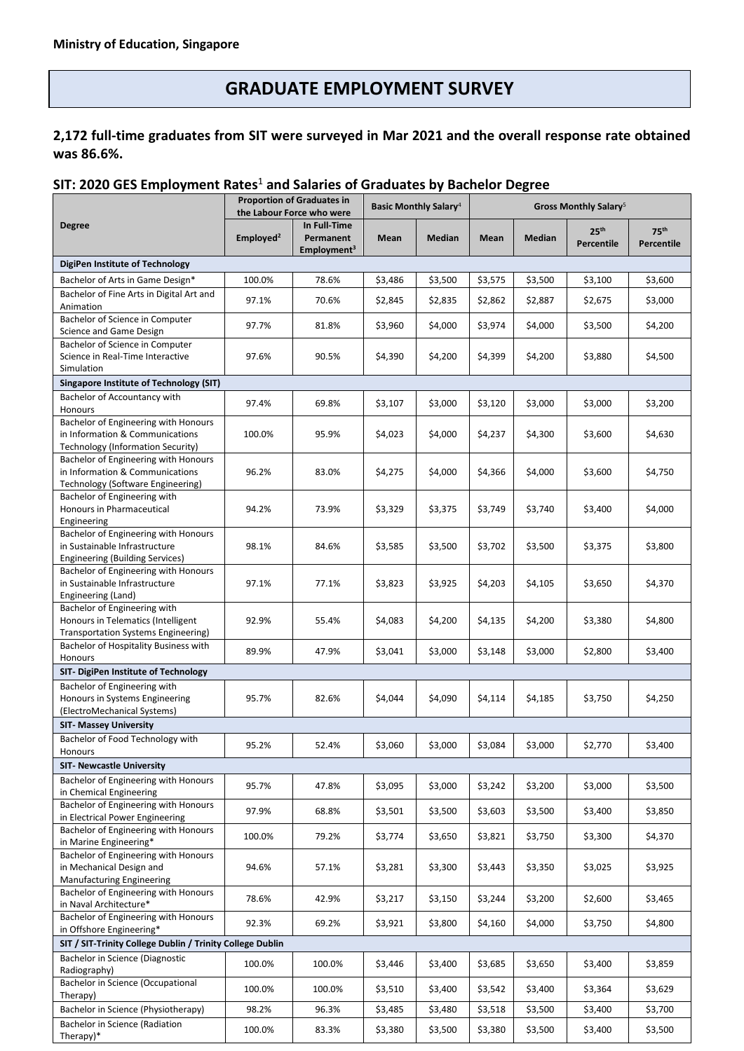**Ministry of Education, Singapore**

# GRADUATE EMPLOYMENT SURVEY

**2,172 full-time graduates from SIT were surveyed in Mar 2021 and the overall response rate obtained was 86.6%.**

## SIT: 2020 GES Employment Rates[1] and Salaries of Graduates by Bachelor Degree

| Degree | Proportion of Graduates in the Labour Force who were | | Basic Monthly Salary[4] | | Gross Monthly Salary[5] | | | |
|---|---|---|---|---|---|---|---|---|
| | Employed[2] | In Full-Time Permanent Employment[3] | Mean | Median | Mean | Median | 25th Percentile | 75th Percentile |
| **DigiPen Institute of Technology** | | | | | | | | |
| Bachelor of Arts in Game Design* | 100.0% | 78.6% | $3,486 | $3,500 | $3,575 | $3,500 | $3,100 | $3,600 |
| Bachelor of Fine Arts in Digital Art and Animation | 97.1% | 70.6% | $2,845 | $2,835 | $2,862 | $2,887 | $2,675 | $3,000 |
| Bachelor of Science in Computer Science and Game Design | 97.7% | 81.8% | $3,960 | $4,000 | $3,974 | $4,000 | $3,500 | $4,200 |
| Bachelor of Science in Computer Science in Real-Time Interactive Simulation | 97.6% | 90.5% | $4,390 | $4,200 | $4,399 | $4,200 | $3,880 | $4,500 |
| **Singapore Institute of Technology (SIT)** | | | | | | | | |
| Bachelor of Accountancy with Honours | 97.4% | 69.8% | $3,107 | $3,000 | $3,120 | $3,000 | $3,000 | $3,200 |
| Bachelor of Engineering with Honours in Information & Communications Technology (Information Security) | 100.0% | 95.9% | $4,023 | $4,000 | $4,237 | $4,300 | $3,600 | $4,630 |
| Bachelor of Engineering with Honours in Information & Communications Technology (Software Engineering) | 96.2% | 83.0% | $4,275 | $4,000 | $4,366 | $4,000 | $3,600 | $4,750 |
| Bachelor of Engineering with Honours in Pharmaceutical Engineering | 94.2% | 73.9% | $3,329 | $3,375 | $3,749 | $3,740 | $3,400 | $4,000 |
| Bachelor of Engineering with Honours in Sustainable Infrastructure Engineering (Building Services) | 98.1% | 84.6% | $3,585 | $3,500 | $3,702 | $3,500 | $3,375 | $3,800 |
| Bachelor of Engineering with Honours in Sustainable Infrastructure Engineering (Land) | 97.1% | 77.1% | $3,823 | $3,925 | $4,203 | $4,105 | $3,650 | $4,370 |
| Bachelor of Engineering with Honours in Telematics (Intelligent Transportation Systems Engineering) | 92.9% | 55.4% | $4,083 | $4,200 | $4,135 | $4,200 | $3,380 | $4,800 |
| Bachelor of Hospitality Business with Honours | 89.9% | 47.9% | $3,041 | $3,000 | $3,148 | $3,000 | $2,800 | $3,400 |
| **SIT- DigiPen Institute of Technology** | | | | | | | | |
| Bachelor of Engineering with Honours in Systems Engineering (ElectroMechanical Systems) | 95.7% | 82.6% | $4,044 | $4,090 | $4,114 | $4,185 | $3,750 | $4,250 |
| **SIT- Massey University** | | | | | | | | |
| Bachelor of Food Technology with Honours | 95.2% | 52.4% | $3,060 | $3,000 | $3,084 | $3,000 | $2,770 | $3,400 |
| **SIT- Newcastle University** | | | | | | | | |
| Bachelor of Engineering with Honours in Chemical Engineering | 95.7% | 47.8% | $3,095 | $3,000 | $3,242 | $3,200 | $3,000 | $3,500 |
| Bachelor of Engineering with Honours in Electrical Power Engineering | 97.9% | 68.8% | $3,501 | $3,500 | $3,603 | $3,500 | $3,400 | $3,850 |
| Bachelor of Engineering with Honours in Marine Engineering* | 100.0% | 79.2% | $3,774 | $3,650 | $3,821 | $3,750 | $3,300 | $4,370 |
| Bachelor of Engineering with Honours in Mechanical Design and Manufacturing Engineering | 94.6% | 57.1% | $3,281 | $3,300 | $3,443 | $3,350 | $3,025 | $3,925 |
| Bachelor of Engineering with Honours in Naval Architecture* | 78.6% | 42.9% | $3,217 | $3,150 | $3,244 | $3,200 | $2,600 | $3,465 |
| Bachelor of Engineering with Honours in Offshore Engineering* | 92.3% | 69.2% | $3,921 | $3,800 | $4,160 | $4,000 | $3,750 | $4,800 |
| **SIT / SIT-Trinity College Dublin / Trinity College Dublin** | | | | | | | | |
| Bachelor in Science (Diagnostic Radiography) | 100.0% | 100.0% | $3,446 | $3,400 | $3,685 | $3,650 | $3,400 | $3,859 |
| Bachelor in Science (Occupational Therapy) | 100.0% | 100.0% | $3,510 | $3,400 | $3,542 | $3,400 | $3,364 | $3,629 |
| Bachelor in Science (Physiotherapy) | 98.2% | 96.3% | $3,485 | $3,480 | $3,518 | $3,500 | $3,400 | $3,700 |
| Bachelor in Science (Radiation Therapy)* | 100.0% | 83.3% | $3,380 | $3,500 | $3,380 | $3,500 | $3,400 | $3,500 |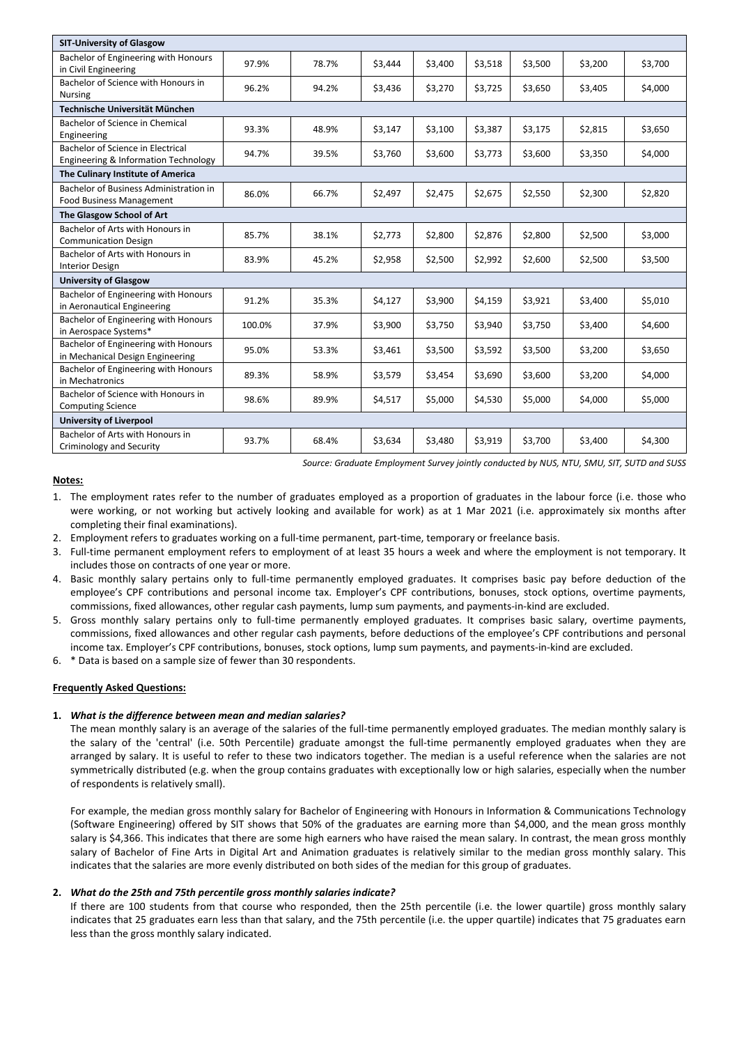| | | | | | | | | |
|---|---|---|---|---|---|---|---|---|
| **SIT-University of Glasgow** | | | | | | | | |
| Bachelor of Engineering with Honours in Civil Engineering | 97.9% | 78.7% | $3,444 | $3,400 | $3,518 | $3,500 | $3,200 | $3,700 |
| Bachelor of Science with Honours in Nursing | 96.2% | 94.2% | $3,436 | $3,270 | $3,725 | $3,650 | $3,405 | $4,000 |
| **Technische Universität München** | | | | | | | | |
| Bachelor of Science in Chemical Engineering | 93.3% | 48.9% | $3,147 | $3,100 | $3,387 | $3,175 | $2,815 | $3,650 |
| Bachelor of Science in Electrical Engineering & Information Technology | 94.7% | 39.5% | $3,760 | $3,600 | $3,773 | $3,600 | $3,350 | $4,000 |
| **The Culinary Institute of America** | | | | | | | | |
| Bachelor of Business Administration in Food Business Management | 86.0% | 66.7% | $2,497 | $2,475 | $2,675 | $2,550 | $2,300 | $2,820 |
| **The Glasgow School of Art** | | | | | | | | |
| Bachelor of Arts with Honours in Communication Design | 85.7% | 38.1% | $2,773 | $2,800 | $2,876 | $2,800 | $2,500 | $3,000 |
| Bachelor of Arts with Honours in Interior Design | 83.9% | 45.2% | $2,958 | $2,500 | $2,992 | $2,600 | $2,500 | $3,500 |
| **University of Glasgow** | | | | | | | | |
| Bachelor of Engineering with Honours in Aeronautical Engineering | 91.2% | 35.3% | $4,127 | $3,900 | $4,159 | $3,921 | $3,400 | $5,010 |
| Bachelor of Engineering with Honours in Aerospace Systems* | 100.0% | 37.9% | $3,900 | $3,750 | $3,940 | $3,750 | $3,400 | $4,600 |
| Bachelor of Engineering with Honours in Mechanical Design Engineering | 95.0% | 53.3% | $3,461 | $3,500 | $3,592 | $3,500 | $3,200 | $3,650 |
| Bachelor of Engineering with Honours in Mechatronics | 89.3% | 58.9% | $3,579 | $3,454 | $3,690 | $3,600 | $3,200 | $4,000 |
| Bachelor of Science with Honours in Computing Science | 98.6% | 89.9% | $4,517 | $5,000 | $4,530 | $5,000 | $4,000 | $5,000 |
| **University of Liverpool** | | | | | | | | |
| Bachelor of Arts with Honours in Criminology and Security | 93.7% | 68.4% | $3,634 | $3,480 | $3,919 | $3,700 | $3,400 | $4,300 |

*Source: Graduate Employment Survey jointly conducted by NUS, NTU, SMU, SIT, SUTD and SUSS*

**Notes:**

1. The employment rates refer to the number of graduates employed as a proportion of graduates in the labour force (i.e. those who were working, or not working but actively looking and available for work) as at 1 Mar 2021 (i.e. approximately six months after completing their final examinations).
2. Employment refers to graduates working on a full-time permanent, part-time, temporary or freelance basis.
3. Full-time permanent employment refers to employment of at least 35 hours a week and where the employment is not temporary. It includes those on contracts of one year or more.
4. Basic monthly salary pertains only to full-time permanently employed graduates. It comprises basic pay before deduction of the employee's CPF contributions and personal income tax. Employer's CPF contributions, bonuses, stock options, overtime payments, commissions, fixed allowances, other regular cash payments, lump sum payments, and payments-in-kind are excluded.
5. Gross monthly salary pertains only to full-time permanently employed graduates. It comprises basic salary, overtime payments, commissions, fixed allowances and other regular cash payments, before deductions of the employee's CPF contributions and personal income tax. Employer's CPF contributions, bonuses, stock options, lump sum payments, and payments-in-kind are excluded.
6. * Data is based on a sample size of fewer than 30 respondents.

**Frequently Asked Questions:**

**1. *What is the difference between mean and median salaries?***

The mean monthly salary is an average of the salaries of the full-time permanently employed graduates. The median monthly salary is the salary of the 'central' (i.e. 50th Percentile) graduate amongst the full-time permanently employed graduates when they are arranged by salary. It is useful to refer to these two indicators together. The median is a useful reference when the salaries are not symmetrically distributed (e.g. when the group contains graduates with exceptionally low or high salaries, especially when the number of respondents is relatively small).

For example, the median gross monthly salary for Bachelor of Engineering with Honours in Information & Communications Technology (Software Engineering) offered by SIT shows that 50% of the graduates are earning more than $4,000, and the mean gross monthly salary is $4,366. This indicates that there are some high earners who have raised the mean salary. In contrast, the mean gross monthly salary of Bachelor of Fine Arts in Digital Art and Animation graduates is relatively similar to the median gross monthly salary. This indicates that the salaries are more evenly distributed on both sides of the median for this group of graduates.

**2. *What do the 25th and 75th percentile gross monthly salaries indicate?***

If there are 100 students from that course who responded, then the 25th percentile (i.e. the lower quartile) gross monthly salary indicates that 25 graduates earn less than that salary, and the 75th percentile (i.e. the upper quartile) indicates that 75 graduates earn less than the gross monthly salary indicated.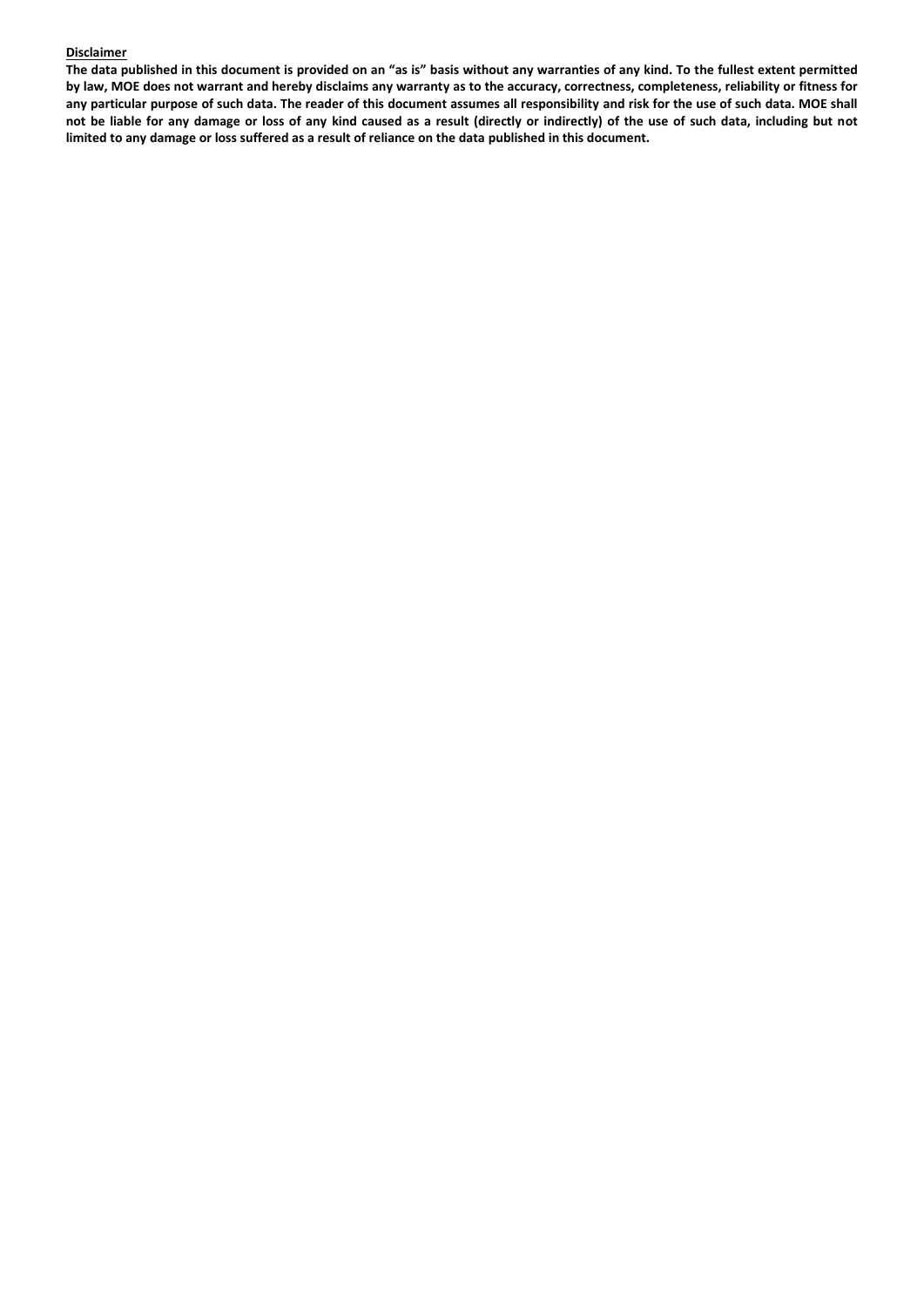**Disclaimer**

**The data published in this document is provided on an "as is" basis without any warranties of any kind. To the fullest extent permitted by law, MOE does not warrant and hereby disclaims any warranty as to the accuracy, correctness, completeness, reliability or fitness for any particular purpose of such data. The reader of this document assumes all responsibility and risk for the use of such data. MOE shall not be liable for any damage or loss of any kind caused as a result (directly or indirectly) of the use of such data, including but not limited to any damage or loss suffered as a result of reliance on the data published in this document.**